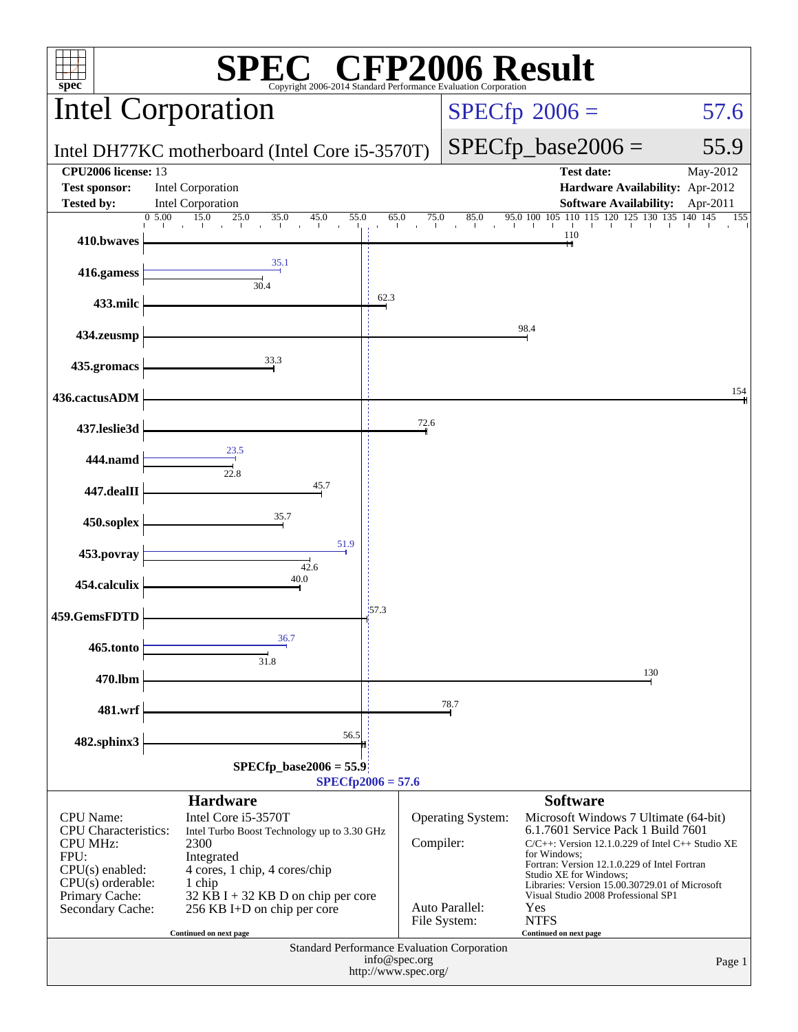# SPEC® CFP2006 Result

Copyright 2006-2014 Standard Performance Evaluation Corporation

## Intel Corporation

Intel DH77KC motherboard (Intel Core i5-3570T)

SPECfp2006 = 57.6

SPECfp_base2006 = 55.9

| | | | |
|---|---|---|---|
| **CPU2006 license:** 13 | | **Test date:** | May-2012 |
| **Test sponsor:** | Intel Corporation | **Hardware Availability:** | Apr-2012 |
| **Tested by:** | Intel Corporation | **Software Availability:** | Apr-2011 |

| Benchmark | Base | Peak |
|---|---|---|
| 410.bwaves | 110 | |
| 416.gamess | 30.4 | 35.1 |
| 433.milc | 62.3 | |
| 434.zeusmp | 98.4 | |
| 435.gromacs | 33.3 | |
| 436.cactusADM | 154 | |
| 437.leslie3d | 72.6 | |
| 444.namd | 22.8 | 23.5 |
| 447.dealII | 45.7 | |
| 450.soplex | 35.7 | |
| 453.povray | 42.6 | 51.9 |
| 454.calculix | 40.0 | |
| 459.GemsFDTD | 57.3 | |
| 465.tonto | 31.8 | 36.7 |
| 470.lbm | 130 | |
| 481.wrf | 78.7 | |
| 482.sphinx3 | 56.5 | |

SPECfp_base2006 = 55.9

SPECfp2006 = 57.6

### Hardware

| | |
|---|---|
| CPU Name: | Intel Core i5-3570T |
| CPU Characteristics: | Intel Turbo Boost Technology up to 3.30 GHz |
| CPU MHz: | 2300 |
| FPU: | Integrated |
| CPU(s) enabled: | 4 cores, 1 chip, 4 cores/chip |
| CPU(s) orderable: | 1 chip |
| Primary Cache: | 32 KB I + 32 KB D on chip per core |
| Secondary Cache: | 256 KB I+D on chip per core |

Continued on next page

### Software

| | |
|---|---|
| Operating System: | Microsoft Windows 7 Ultimate (64-bit) 6.1.7601 Service Pack 1 Build 7601 |
| Compiler: | C/C++: Version 12.1.0.229 of Intel C++ Studio XE for Windows; Fortran: Version 12.1.0.229 of Intel Fortran Studio XE for Windows; Libraries: Version 15.00.30729.01 of Microsoft Visual Studio 2008 Professional SP1 |
| Auto Parallel: | Yes |
| File System: | NTFS |

Continued on next page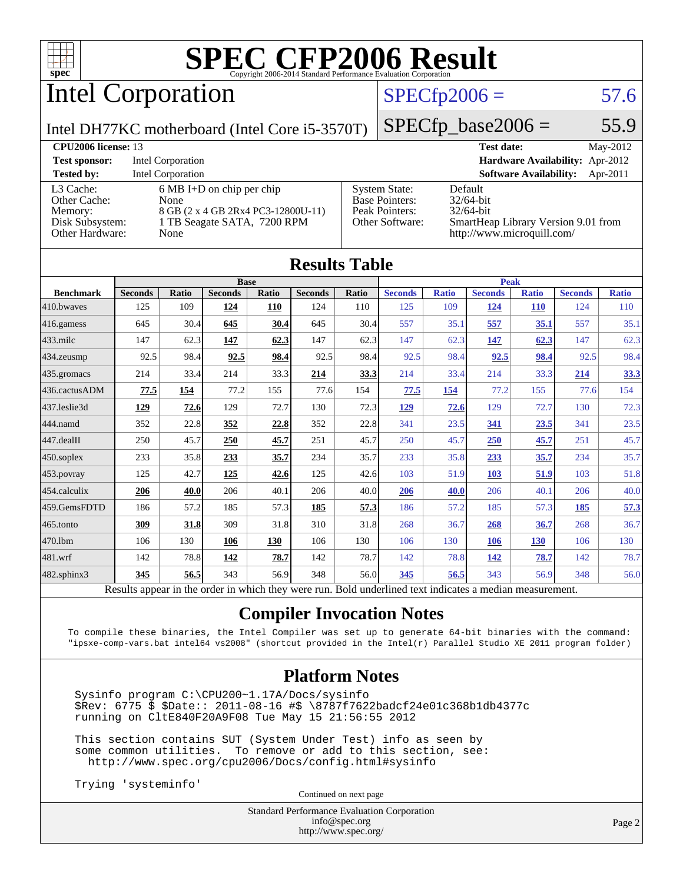# SPEC CFP2006 Result

Copyright 2006-2014 Standard Performance Evaluation Corporation

## Intel Corporation

**SPECfp2006 = 57.6**

Intel DH77KC motherboard (Intel Core i5-3570T)

**SPECfp_base2006 = 55.9**

| | | | |
|---|---|---|---|
| **CPU2006 license:** 13 | | **Test date:** | May-2012 |
| **Test sponsor:** | Intel Corporation | **Hardware Availability:** | Apr-2012 |
| **Tested by:** | Intel Corporation | **Software Availability:** | Apr-2011 |

| | | | |
|---|---|---|---|
| L3 Cache: | 6 MB I+D on chip per chip | System State: | Default |
| Other Cache: | None | Base Pointers: | 32/64-bit |
| Memory: | 8 GB (2 x 4 GB 2Rx4 PC3-12800U-11) | Peak Pointers: | 32/64-bit |
| Disk Subsystem: | 1 TB Seagate SATA, 7200 RPM | Other Software: | SmartHeap Library Version 9.01 from http://www.microquill.com/ |
| Other Hardware: | None | | |

## Results Table

| | Base | | | | | | Peak | | | | | |
|---|---|---|---|---|---|---|---|---|---|---|---|---|
| **Benchmark** | **Seconds** | **Ratio** | **Seconds** | **Ratio** | **Seconds** | **Ratio** | **Seconds** | **Ratio** | **Seconds** | **Ratio** | **Seconds** | **Ratio** |
| 410.bwaves | 125 | 109 | **124** | **110** | 124 | 110 | 125 | 109 | **124** | **110** | 124 | 110 |
| 416.gamess | 645 | 30.4 | **645** | **30.4** | 645 | 30.4 | 557 | 35.1 | **557** | **35.1** | 557 | 35.1 |
| 433.milc | 147 | 62.3 | **147** | **62.3** | 147 | 62.3 | 147 | 62.3 | **147** | **62.3** | 147 | 62.3 |
| 434.zeusmp | 92.5 | 98.4 | **92.5** | **98.4** | 92.5 | 98.4 | 92.5 | 98.4 | **92.5** | **98.4** | 92.5 | 98.4 |
| 435.gromacs | 214 | 33.4 | 214 | 33.3 | **214** | **33.3** | 214 | 33.4 | 214 | 33.3 | **214** | **33.3** |
| 436.cactusADM | **77.5** | **154** | 77.2 | 155 | 77.6 | 154 | **77.5** | **154** | 77.2 | 155 | 77.6 | 154 |
| 437.leslie3d | **129** | **72.6** | 129 | 72.7 | 130 | 72.3 | **129** | **72.6** | 129 | 72.7 | 130 | 72.3 |
| 444.namd | 352 | 22.8 | **352** | **22.8** | 352 | 22.8 | 341 | 23.5 | **341** | **23.5** | 341 | 23.5 |
| 447.dealII | 250 | 45.7 | **250** | **45.7** | 251 | 45.7 | 250 | 45.7 | **250** | **45.7** | 251 | 45.7 |
| 450.soplex | 233 | 35.8 | **233** | **35.7** | 234 | 35.7 | 233 | 35.8 | **233** | **35.7** | 234 | 35.7 |
| 453.povray | 125 | 42.7 | **125** | **42.6** | 125 | 42.6 | 103 | 51.9 | **103** | **51.9** | 103 | 51.8 |
| 454.calculix | **206** | **40.0** | 206 | 40.1 | 206 | 40.0 | **206** | **40.0** | 206 | 40.1 | 206 | 40.0 |
| 459.GemsFDTD | 186 | 57.2 | 185 | 57.3 | **185** | **57.3** | 186 | 57.2 | 185 | 57.3 | **185** | **57.3** |
| 465.tonto | **309** | **31.8** | 309 | 31.8 | 310 | 31.8 | 268 | 36.7 | **268** | **36.7** | 268 | 36.7 |
| 470.lbm | 106 | 130 | **106** | **130** | 106 | 130 | 106 | 130 | **106** | **130** | 106 | 130 |
| 481.wrf | 142 | 78.8 | **142** | **78.7** | 142 | 78.7 | 142 | 78.8 | **142** | **78.7** | 142 | 78.7 |
| 482.sphinx3 | **345** | **56.5** | 343 | 56.9 | 348 | 56.0 | **345** | **56.5** | 343 | 56.9 | 348 | 56.0 |

Results appear in the order in which they were run. Bold underlined text indicates a median measurement.

## Compiler Invocation Notes

```
To compile these binaries, the Intel Compiler was set up to generate 64-bit binaries with the command:
"ipsxe-comp-vars.bat intel64 vs2008" (shortcut provided in the Intel(r) Parallel Studio XE 2011 program folder)
```

## Platform Notes

```
Sysinfo program C:\CPU200~1.17A/Docs/sysinfo
$Rev: 6775 $ $Date:: 2011-08-16 #$ \8787f7622badcf24e01c368b1db4377c
running on CltE840F20A9F08 Tue May 15 21:56:55 2012

This section contains SUT (System Under Test) info as seen by
some common utilities.  To remove or add to this section, see:
  http://www.spec.org/cpu2006/Docs/config.html#sysinfo

Trying 'systeminfo'
```

Continued on next page

Standard Performance Evaluation Corporation
info@spec.org
http://www.spec.org/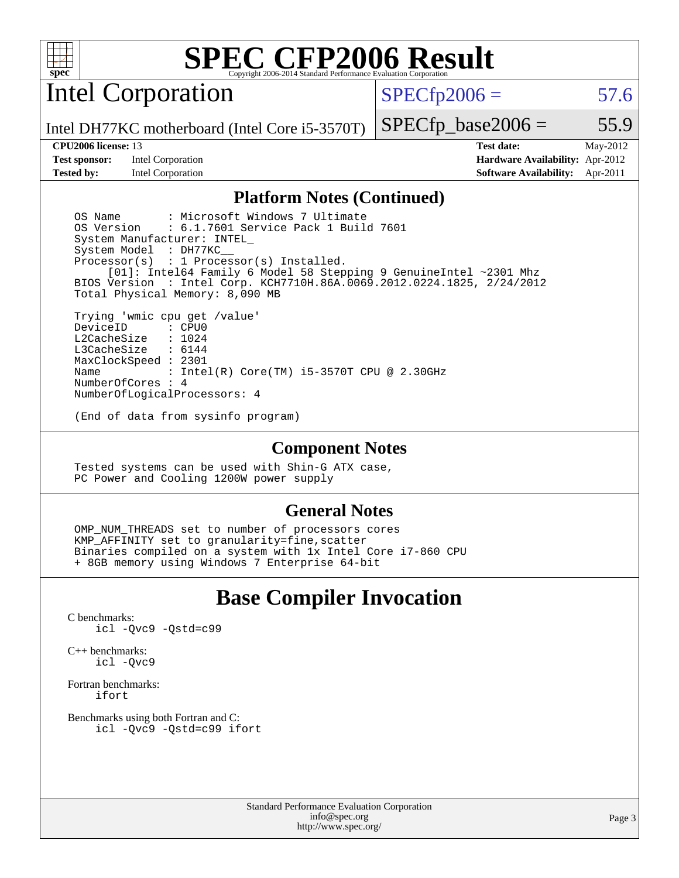# Platform Notes (Continued)

```
OS Name        : Microsoft Windows 7 Ultimate
OS Version     : 6.1.7601 Service Pack 1 Build 7601
System Manufacturer: INTEL_
System Model   : DH77KC__
Processor(s)   : 1 Processor(s) Installed.
     [01]: Intel64 Family 6 Model 58 Stepping 9 GenuineIntel ~2301 Mhz
BIOS Version   : Intel Corp. KCH7710H.86A.0069.2012.0224.1825, 2/24/2012
Total Physical Memory: 8,090 MB

Trying 'wmic cpu get /value'
DeviceID       : CPU0
L2CacheSize    : 1024
L3CacheSize    : 6144
MaxClockSpeed  : 2301
Name           : Intel(R) Core(TM) i5-3570T CPU @ 2.30GHz
NumberOfCores  : 4
NumberOfLogicalProcessors: 4

(End of data from sysinfo program)
```

## Component Notes

```
Tested systems can be used with Shin-G ATX case,
PC Power and Cooling 1200W power supply
```

## General Notes

```
OMP_NUM_THREADS set to number of processors cores
KMP_AFFINITY set to granularity=fine,scatter
Binaries compiled on a system with 1x Intel Core i7-860 CPU
+ 8GB memory using Windows 7 Enterprise 64-bit
```

# Base Compiler Invocation

C benchmarks:
```
icl -Qvc9 -Qstd=c99
```

C++ benchmarks:
```
icl -Qvc9
```

Fortran benchmarks:
```
ifort
```

Benchmarks using both Fortran and C:
```
icl -Qvc9 -Qstd=c99 ifort
```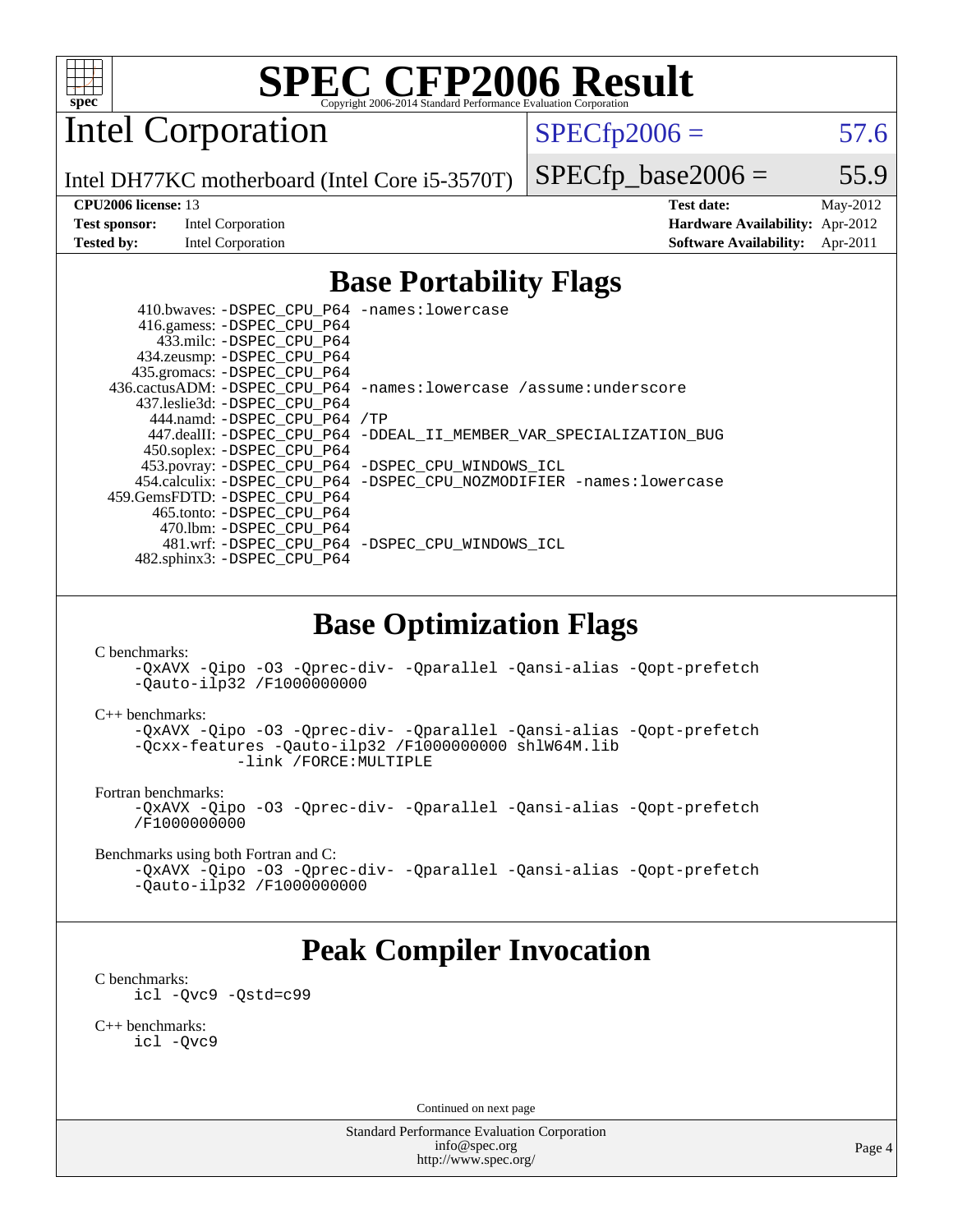# SPEC CFP2006 Result

Copyright 2006-2014 Standard Performance Evaluation Corporation

## Intel Corporation

Intel DH77KC motherboard (Intel Core i5-3570T)

SPECfp2006 = 57.6

SPECfp_base2006 = 55.9

| | | | |
|---|---|---|---|
| **CPU2006 license:** 13 | | **Test date:** | May-2012 |
| **Test sponsor:** | Intel Corporation | **Hardware Availability:** | Apr-2012 |
| **Tested by:** | Intel Corporation | **Software Availability:** | Apr-2011 |

## Base Portability Flags

```
     410.bwaves: -DSPEC_CPU_P64 -names:lowercase
     416.gamess: -DSPEC_CPU_P64
       433.milc: -DSPEC_CPU_P64
     434.zeusmp: -DSPEC_CPU_P64
    435.gromacs: -DSPEC_CPU_P64
 436.cactusADM: -DSPEC_CPU_P64 -names:lowercase /assume:underscore
    437.leslie3d: -DSPEC_CPU_P64
       444.namd: -DSPEC_CPU_P64 /TP
     447.dealII: -DSPEC_CPU_P64 -DDEAL_II_MEMBER_VAR_SPECIALIZATION_BUG
     450.soplex: -DSPEC_CPU_P64
     453.povray: -DSPEC_CPU_P64 -DSPEC_CPU_WINDOWS_ICL
    454.calculix: -DSPEC_CPU_P64 -DSPEC_CPU_NOZMODIFIER -names:lowercase
  459.GemsFDTD: -DSPEC_CPU_P64
      465.tonto: -DSPEC_CPU_P64
        470.lbm: -DSPEC_CPU_P64
        481.wrf: -DSPEC_CPU_P64 -DSPEC_CPU_WINDOWS_ICL
    482.sphinx3: -DSPEC_CPU_P64
```

## Base Optimization Flags

C benchmarks:

```
-QxAVX -Qipo -O3 -Qprec-div- -Qparallel -Qansi-alias -Qopt-prefetch
-Qauto-ilp32 /F1000000000
```

C++ benchmarks:

```
-QxAVX -Qipo -O3 -Qprec-div- -Qparallel -Qansi-alias -Qopt-prefetch
-Qcxx-features -Qauto-ilp32 /F1000000000 shlW64M.lib
            -link /FORCE:MULTIPLE
```

Fortran benchmarks:

```
-QxAVX -Qipo -O3 -Qprec-div- -Qparallel -Qansi-alias -Qopt-prefetch
/F1000000000
```

Benchmarks using both Fortran and C:

```
-QxAVX -Qipo -O3 -Qprec-div- -Qparallel -Qansi-alias -Qopt-prefetch
-Qauto-ilp32 /F1000000000
```

## Peak Compiler Invocation

C benchmarks:

```
icl -Qvc9 -Qstd=c99
```

C++ benchmarks:

```
icl -Qvc9
```

Continued on next page

Standard Performance Evaluation Corporation
info@spec.org
http://www.spec.org/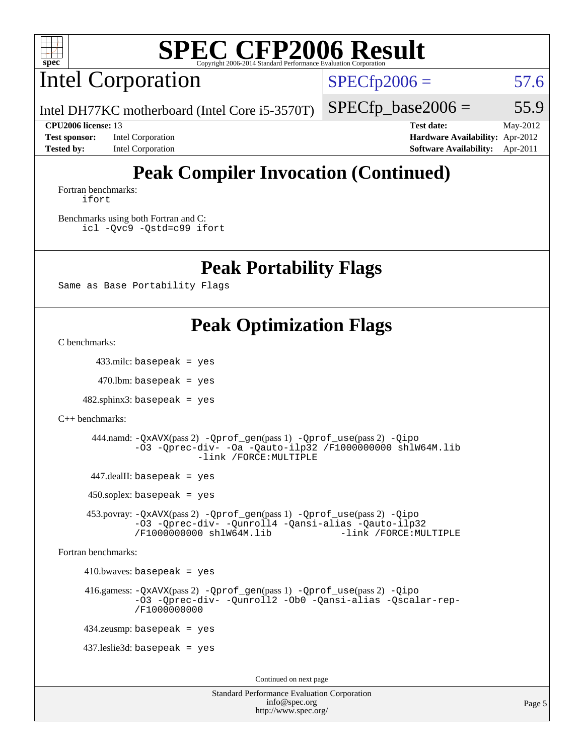# SPEC CFP2006 Result

Copyright 2006-2014 Standard Performance Evaluation Corporation

## Intel Corporation

Intel DH77KC motherboard (Intel Core i5-3570T)

SPECfp2006 = 57.6

SPECfp_base2006 = 55.9

| | | | |
|---|---|---|---|
| **CPU2006 license:** 13 | | **Test date:** | May-2012 |
| **Test sponsor:** | Intel Corporation | **Hardware Availability:** | Apr-2012 |
| **Tested by:** | Intel Corporation | **Software Availability:** | Apr-2011 |

## Peak Compiler Invocation (Continued)

Fortran benchmarks:

```
ifort
```

Benchmarks using both Fortran and C:

```
icl -Qvc9 -Qstd=c99 ifort
```

## Peak Portability Flags

Same as Base Portability Flags

## Peak Optimization Flags

C benchmarks:

433.milc: basepeak = yes

470.lbm: basepeak = yes

482.sphinx3: basepeak = yes

C++ benchmarks:

444.namd: -QxAVX(pass 2) -Qprof_gen(pass 1) -Qprof_use(pass 2) -Qipo -O3 -Qprec-div- -Oa -Qauto-ilp32 /F1000000000 shlW64M.lib -link /FORCE:MULTIPLE

447.dealII: basepeak = yes

450.soplex: basepeak = yes

453.povray: -QxAVX(pass 2) -Qprof_gen(pass 1) -Qprof_use(pass 2) -Qipo -O3 -Qprec-div- -Qunroll4 -Qansi-alias -Qauto-ilp32 /F1000000000 shlW64M.lib -link /FORCE:MULTIPLE

Fortran benchmarks:

410.bwaves: basepeak = yes

416.gamess: -QxAVX(pass 2) -Qprof_gen(pass 1) -Qprof_use(pass 2) -Qipo -O3 -Qprec-div- -Qunroll2 -Ob0 -Qansi-alias -Qscalar-rep- /F1000000000

434.zeusmp: basepeak = yes

437.leslie3d: basepeak = yes

Continued on next page

Standard Performance Evaluation Corporation
info@spec.org
http://www.spec.org/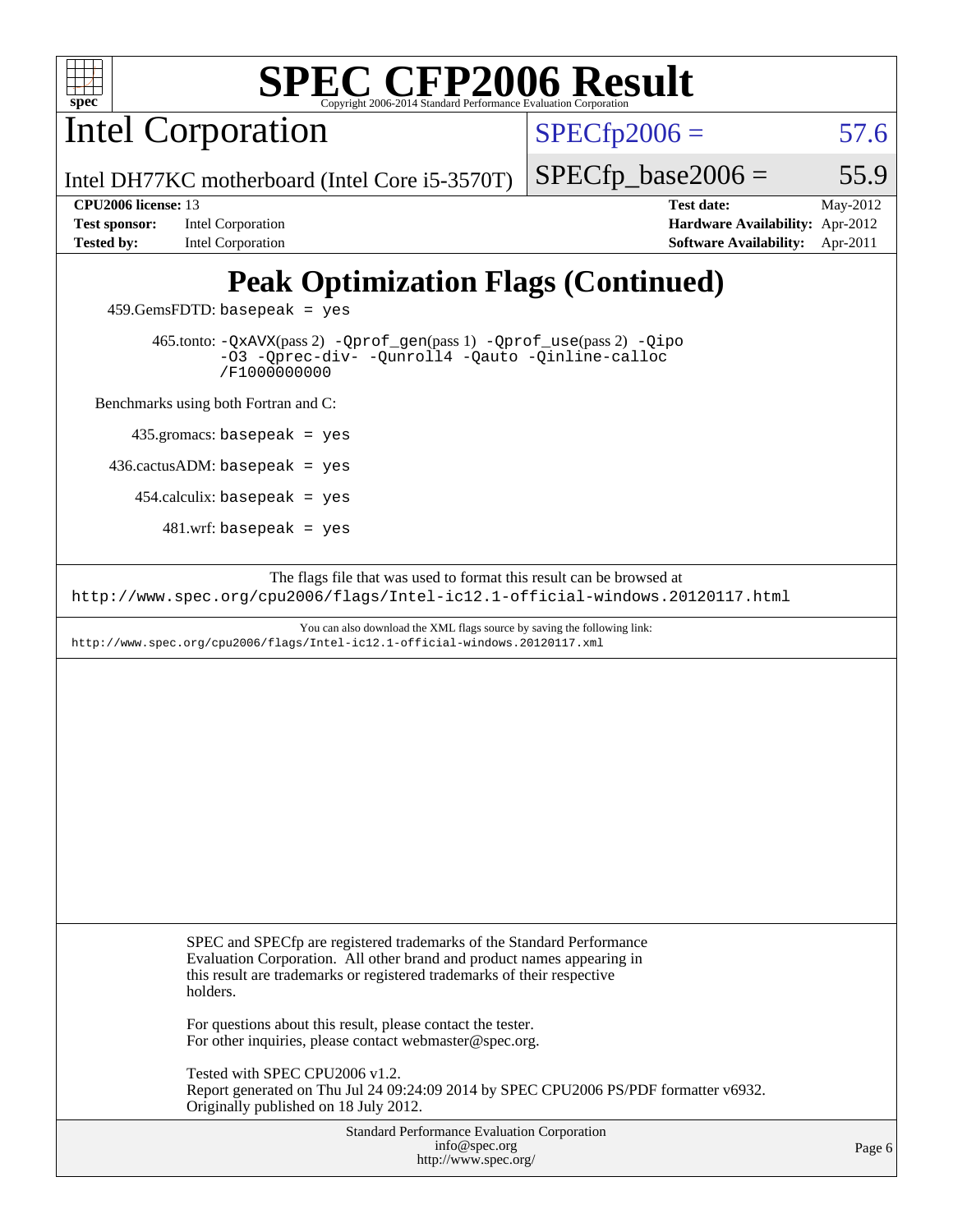# Peak Optimization Flags (Continued)

459.GemsFDTD: basepeak = yes

465.tonto: -QxAVX(pass 2) -Qprof_gen(pass 1) -Qprof_use(pass 2) -Qipo -O3 -Qprec-div- -Qunroll4 -Qauto -Qinline-calloc /F1000000000

Benchmarks using both Fortran and C:

435.gromacs: basepeak = yes

436.cactusADM: basepeak = yes

454.calculix: basepeak = yes

481.wrf: basepeak = yes

The flags file that was used to format this result can be browsed at
http://www.spec.org/cpu2006/flags/Intel-ic12.1-official-windows.20120117.html

You can also download the XML flags source by saving the following link:
http://www.spec.org/cpu2006/flags/Intel-ic12.1-official-windows.20120117.xml

SPEC and SPECfp are registered trademarks of the Standard Performance Evaluation Corporation. All other brand and product names appearing in this result are trademarks or registered trademarks of their respective holders.

For questions about this result, please contact the tester.
For other inquiries, please contact webmaster@spec.org.

Tested with SPEC CPU2006 v1.2.
Report generated on Thu Jul 24 09:24:09 2014 by SPEC CPU2006 PS/PDF formatter v6932.
Originally published on 18 July 2012.